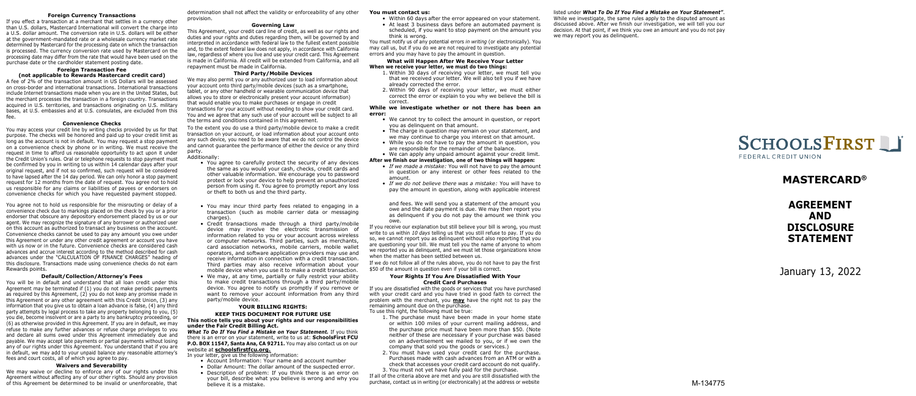## Foreign Currency Transactions

If you effect a transaction at a merchant that settles in a currency other than U.S. dollars, Mastercard International will convert the charge into a U.S. dollar amount. The conversion rate in U.S. dollars will be either at the government-mandated rate or a wholesale currency market rate determined by Mastercard for the processing date on which the transaction is processed. The currency conversion rate used by Mastercard on the processing date may differ from the rate that would have been used on the purchase date or the cardholder statement posting date.

## Foreign Transaction Fee
### (not applicable to Rewards Mastercard credit card)

A fee of 2% of the transaction amount in US Dollars will be assessed on cross-border and international transactions. International transactions include Internet transactions made when you are in the United States, but the merchant processes the transaction in a foreign country. Transactions acquired in U.S. territories, and transactions originating on U.S. military bases, at U.S. embassies and at U.S. consulates, are excluded from this fee.

## Convenience Checks

You may access your credit line by writing checks provided by us for that purpose. The checks will be honored and paid up to your credit limit as long as the account is not in default. You may request a stop payment on a convenience check by phone or in writing. We must receive the request in time to afford us reasonable opportunity to act upon it under the Credit Union's rules. Oral or telephone requests to stop payment must be confirmed by you in writing to us within 14 calendar days after your original request, and if not so confirmed, such request will be considered to have lapsed after the 14 day period. We can only honor a stop payment request for 12 months from the date of request. You agree not to hold us responsible for any claims or liabilities of payees or endorsers on convenience checks for which you have requested payment stopped.

You agree not to hold us responsible for the misrouting or delay of a convenience check due to markings placed on the check by you or a prior endorser that obscure any depository endorsement placed by us or our agent. We may recognize the signature of any borrower or authorized user on this account as authorized to transact any business on the account. Convenience checks cannot be used to pay any amount you owe under this Agreement or under any other credit agreement or account you have with us now or in the future. Convenience checks are considered cash advances and accrue interest according to the method described for cash advances under the "CALCULATION OF FINANCE CHARGES" heading of this disclosure. Transactions made using convenience checks do not earn Rewards points.

## Default/Collection/Attorney's Fees

You will be in default and understand that all loan credit under this Agreement may be terminated if (1) you do not make periodic payments as required by this Agreement, (2) you do not keep any promise made in this Agreement or any other agreement with this Credit Union, (3) any information that you give us to obtain a loan advance is false, (4) any third party attempts by legal process to take any property belonging to you, (5) you die, become insolvent or are a party to any bankruptcy proceeding, or (6) as otherwise provided in this Agreement. If you are in default, we may refuse to make any further advances or refuse charge privileges to you and declare all sums owed under this Agreement immediately due and payable. We may accept late payments or partial payments without losing any of our rights under this Agreement. You understand that if you are in default, we may add to your unpaid balance any reasonable attorney's fees and court costs, all of which you agree to pay.

## Waivers and Severability

We may waive or decline to enforce any of our rights under this Agreement without affecting any of our other rights. Should any provision of this Agreement be determined to be invalid or unenforceable, that determination shall not affect the validity or enforceability of any other provision.

## Governing Law

This Agreement, your credit card line of credit, as well as our rights and duties and your rights and duties regarding them, will be governed by and interpreted in accordance with federal law to the fullest extent possible and, to the extent federal law does not apply, in accordance with California law, regardless of where you live and use your credit card. This Agreement is made in California. All credit will be extended from California, and all repayment must be made in California.

## Third Party/Mobile Devices

We may also permit you or any authorized user to load information about your account onto third party/mobile devices (such as a smartphone, tablet, or any other handheld or wearable communication device that allows you to store or electronically present your account information) that would enable you to make purchases or engage in credit transactions for your account without needing to show your credit card. You and we agree that any such use of your account will be subject to all the terms and conditions contained in this agreement.

To the extent you do use a third party/mobile device to make a credit transaction on your account, or load information about your account onto any such device, you need to be aware that we do not control the device and cannot guarantee the performance of either the device or any third party.

Additionally:

- You agree to carefully protect the security of any devices the same as you would your cash, checks, credit cards and other valuable information. We encourage you to password protect or lock your device to help prevent an unauthorized person from using it. You agree to promptly report any loss or theft to both us and the third party.
- You may incur third party fees related to engaging in a transaction (such as mobile carrier data or messaging charges).
- Credit transactions made through a third party/mobile device may involve the electronic transmission of information related to you or your account across wireless or computer networks. Third parties, such as merchants, card association networks, mobile carriers, mobile wallet operators, and software application providers may use and receive information in connection with a credit transaction. Third parties may also receive information about your mobile device when you use it to make a credit transaction.
- We may, at any time, partially or fully restrict your ability to make credit transactions through a third party/mobile device. You agree to notify us promptly if you remove or want to remove your account information from any third party/mobile device.

## YOUR BILLING RIGHTS:
### KEEP THIS DOCUMENT FOR FUTURE USE

**This notice tells you about your rights and our responsibilities under the Fair Credit Billing Act.**

***What To Do If You Find a Mistake on Your Statement.*** If you think there is an error on your statement, write to us at: **SchoolsFirst FCU P.O. BOX 11547, Santa Ana, CA 92711.** You may also contact us on our website at **schoolsfirstfcu.org.**

In your letter, give us the following information:

- Account Information: Your name and account number
- Dollar Amount: The dollar amount of the suspected error.
- Description of problem: If you think there is an error on your bill, describe what you believe is wrong and why you believe it is a mistake.

**You must contact us:**

- Within 60 days after the error appeared on your statement.
- At least 3 business days before an automated payment is scheduled, if you want to stop payment on the amount you think is wrong.

You must notify us of any potential errors *in writing* (or electronically). You may call us, but if you do we are not required to investigate any potential errors and you may have to pay the amount in question.

### What will Happen After We Receive Your Letter

**When we receive your letter, we must do two things:**

1. Within 30 days of receiving your letter, we must tell you that we received your letter. We will also tell you if we have already corrected the error.
2. Within 90 days of receiving your letter, we must either correct the error or explain to you why we believe the bill is correct.

**While we investigate whether or not there has been an error:**

- We cannot try to collect the amount in question, or report you as delinquent on that amount.
- The charge in question may remain on your statement, and we may continue to charge you interest on that amount.
- While you do not have to pay the amount in question, you are responsible for the remainder of the balance.
- We can apply any unpaid amount against your credit limit.

**After we finish our investigation, one of two things will happen:**

- *If we made a mistake:* You will not have to pay the amount in question or any interest or other fees related to the amount.
- *If we do not believe there was a mistake:* You will have to pay the amount in question, along with applicable interest and fees. We will send you a statement of the amount you owe and the date payment is due. We may then report you as delinquent if you do not pay the amount we think you owe.

If you receive our explanation but still believe your bill is wrong, you must write to us within *10 days* telling us that you still refuse to pay. If you do so, we cannot report you as delinquent without also reporting that you are questioning your bill. We must tell you the name of anyone to whom we reported you as delinquent, and we must let those organizations know when the matter has been settled between us.

If we do not follow all of the rules above, you do not have to pay the first $50 of the amount in question even if your bill is correct.

### Your Rights If You Are Dissatisfied With Your Credit Card Purchases

If you are dissatisfied with the goods or services that you have purchased with your credit card and you have tried in good faith to correct the problem with the merchant, you **may** have the right not to pay the remaining amount due on the purchase.

To use this right, the following must be true:

1. The purchase must have been made in your home state or within 100 miles of your current mailing address, and the purchase price must have been more than $50. (Note neither of these are necessary if your purchase was based on an advertisement we mailed to you, or if we own the company that sold you the goods or services.)
2. You must have used your credit card for the purchase. Purchases made with cash advances from an ATM or with a check that accesses your credit card account do not qualify.
3. You must not yet have fully paid for the purchase.

If all of the criteria above are met and you are still dissatisfied with the purchase, contact us in writing (or electronically) at the address or website listed under ***What To Do If You Find a Mistake on Your Statement***. While we investigate, the same rules apply to the disputed amount as discussed above. After we finish our investigation, we will tell you our decision. At that point, if we think you owe an amount and you do not pay we may report you as delinquent.

SCHOOLSFIRST
FEDERAL CREDIT UNION

# MASTERCARD®

# AGREEMENT AND DISCLOSURE STATEMENT

January 13, 2022

M-134775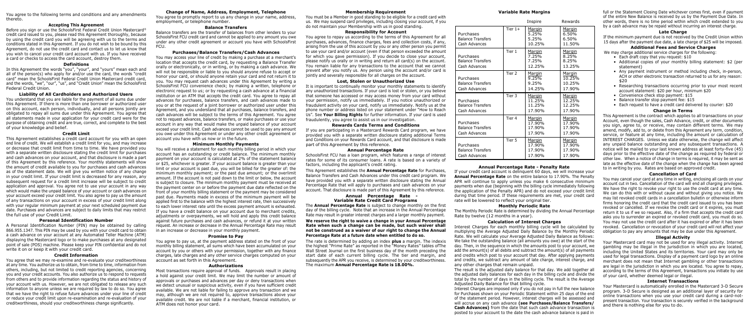You agree to the following terms and conditions and any amendments thereto.

### Accepting This Agreement

Before you sign or use the SchoolsFirst Federal Credit Union Mastercard® credit card issued to you, please read this Agreement thoroughly, because by using the credit card you will be agreeing with us to the terms and conditions stated in this Agreement. If you do not wish to be bound by this Agreement, do not use the credit card and contact us to let us know that you wish to cancel your credit card account with us. If you have received a card or checks to access the card account, destroy them.

### Definitions

In this Agreement the words "you", "your", and "yours" mean each and all of the person(s) who apply for and/or use the card, the words "credit card" mean the SchoolsFirst Federal Credit Union Mastercard credit card, and the words, "we", "our", "us", and "Credit Union" mean the SchoolsFirst Federal Credit Union.

### Liability of All Cardholders and Authorized Users

You understand that you are liable for the payment of all sums due under this Agreement. If there is more than one borrower or authorized user on this account, each person, individually, and all persons jointly are obligated to repay all sums due under this Agreement. You agree that all statements made in your application for your credit card were for the purpose of obtaining credit and are true, correct, and complete to the best of your knowledge and belief.

### Credit Limit

This Agreement establishes a credit card account for you with an open end line of credit. We will establish a credit limit for you, and may increase or decrease that credit limit from time to time. We have provided you with a separate written disclosure stating the credit limit for purchases and cash advances on your account, and that disclosure is made a part of this Agreement by this reference. Your monthly statements will show the amount of credit available to you for purchases and cash advances as of the statement date. We will give you written notice of any change in your credit limit. If your credit limit is decreased for any reason, any subsequent request for a credit limit increase will be subject to credit application and approval. You agree not to use your account in any way which would make the unpaid balance of your account or cash advances on your account exceed your credit limit. You also agree to pay us the amount of any transactions on your account in excess of your credit limit along with your regular minimum payment at your next scheduled payment due date. Purchases and advances are subject to daily limits that may restrict the full use of your Credit Limit.

### Personal Identification Number

A Personal Identification Number (PIN) may be obtained by calling 866.955.1347. This PIN may be used by you with your credit card to obtain a cash advance on your account at any Automated Teller Machine (ATM) displaying the Mastercard logo or to make purchases at any designated point of sale (POS) machine. Please keep your PIN confidential and do not write it on or keep it with your credit card.

### Credit Information

You agree that we may re-examine and re-evaluate your creditworthiness at any time. You authorize us to obtain, from time to time, information from others, including, but not limited to credit reporting agencies, concerning you and your credit accounts. You also authorize us to respond to requests from others and to provide information regarding the status and history of your account with us. However, we are not obligated to release any such information to anyone unless we are required by law to do so. You agree that we have the right to refuse future advances under your line of credit or reduce your credit limit upon re-examination and re-evaluation of your creditworthiness, should your creditworthiness change significantly.

### Change of Name, Address, Employment, Telephone

You agree to promptly report to us any change in your name, address, employment, or telephone number.

### Balance Transfers

Balance transfers are the transfer of balances from other lenders to your SchoolsFirst FCU credit card and cannot be applied to any amount you owe under any other credit agreement or account you have with SchoolsFirst FCU.

### Purchases/Balance Transfers/Cash Advances

You may access your line of credit by making a purchase at a merchant's location that accepts the credit card, by requesting a Balance Transfer orally or electronically, or in writing, or by making a cash advance. We will not be responsible or liable to you should anyone refuse to accept or honor your card, or should anyone retain your card and not return it to you. You may request cash advances under this Agreement by writing a SchoolsFirst FCU convenience check; by making a written, telephone or electronic request to us; or by requesting a cash advance at a financial institution or an ATM that accepts the credit card. You agree to repay all advances for purchases, balance transfers, and cash advances made to you or at the request of a joint borrower or authorized user under this Agreement, and you understand that all purchases, balance transfers, and cash advances will be subject to the terms of this Agreement. You agree not to request advances, balance transfers, or make purchases or use your account in any way that would make the unpaid balance of your account exceed your credit limit. Cash advances cannot be used to pay any amount you owe under this Agreement or under any other credit agreement or account you have with us now or in the future.

### Minimum Monthly Payments

You will receive a statement for each monthly billing period in which your account has an outstanding or credit balance. The minimum monthly payment on your account is calculated at 2% of the statement balance or $25, whichever is greater. If your account balance is greater than your limit or your account is past due, you will be billed for the greater of: the minimum monthly payment; or the past due amount; or the overlimit amount. If the account is not paid down to the limit or below, the account is subject to closure. The minimum monthly payment must be received at the payment center on or before the payment due date reflected on the front of your monthly billing statement or the payment may be considered past due. Payments made in excess of the minimum payment will be applied first to the balance with the highest interest rate, then successively to each lower interest rate until the excess payment amount is exhausted. If you have a credit balance on your account due to merchant credits, adjustments or overpayments, we will hold and apply the credit balance against future purchases and cash advances, or refund it at your written request. An increase or decrease in the Annual Percentage Rate may result in an increase or decrease in your monthly payment.

### Promise to Pay

You agree to pay us, at the payment address stated on the front of your monthly billing statement, all sums which have been accumulated on your account by you or others with your permission, together with any finance charges, late charges and any other service charges computed on your account as set forth in this Agreement.

### Authorizations

Most transactions require approval of funds. Approvals result in placing a hold against your credit limit. We may limit the number or amount of approvals or purchases and advances per day or deny transactions when we detect unusual or suspicious activity, even if you have sufficient credit available. We are not liable for failing to approve any transaction and we may, although we are not required to, approve transactions above your available credit. We are not liable if a merchant, financial institution, or ATM does not honor your card.

### Membership Requirement

You must be a Member in good standing to be eligible for a credit card with us. We may suspend card privileges, including closing your account, if you do not maintain your Membership with us in good standing.

### Responsibility for Account

You agree to repay us according to the terms of this Agreement for all purchases, advances, finance charges, fees and collection costs, if any, arising from the use of this account by you or any other person you permit to use your card and/or account (even if that person exceeded the amount for which you gave permission). If you decide to close your account, please notify us orally or in writing and return all card(s) on the account. You remain liable for any transactions to the account that we cannot prevent after you notify us. Any person using the account and/or card is jointly and severally responsible for all charges on the account.

### Lost, Stolen or Unauthorized Use

It is important to continually monitor your monthly statements to identify any unauthorized transactions. If your card is lost or stolen, or you believe that someone has accessed or may access money from your card without your permission, notify us immediately. If you notice unauthorized or fraudulent activity on your card, notify us immediately. Notify us at the phone number or address listed on your statement under "How to Reach Us". See **Your Billing Rights** for further information. If your card is used fraudulently, you agree to assist us in our investigation.

### Rewards Cards Terms and Conditions

If you are participating in a Mastercard Rewards Card program, we have provided you with a separate written disclosure stating additional Terms and Conditions on your Rewards Card account, and that disclosure is made part of this Agreement by this reference.

### Annual Percentage Rate

SchoolsFirst FCU has a loan program, which features a range of interest rates for some of its consumer loans. A rate is based on a variety of factors, including the applicant's credit rating.

This Agreement establishes the **Annual Percentage Rate** for Purchases, Balance Transfers and Cash Advances under this credit card program. We have provided you with a separate written disclosure stating the Annual Percentage Rate that will apply to purchases and cash advances on your account. That disclosure is made part of this Agreement by this reference.

### Annual Percentage Rate - Variable Rate Credit Card Programs

The **Annual Percentage Rate** is subject to change monthly on the first day of the billing cycle. Note that an increase in the Annual Percentage Rate may result in greater interest charges and a larger monthly payment.

**We reserve the right to waive a change in your Annual Percentage Rate when such a change can be made, but such waiver shall not be construed as a waiver of our right to change the Annual Percentage Rate at a future date when entitled to do so.**

The rate is determined by adding an index **plus** a margin. The indexis the highest "Prime Rate" as reported in the "Money Rates" tables ofThe Wall Street Journal on the first business day of the month preceding the start date of each current billing cycle. The tier and margin, and subsequently the APR you receive, is determined by your creditworthiness. The maximum **Annual Percentage Rate is 18.00%.**

### Variable Rate Margins

| | | Inspire | Rewards |
|---|---|---|---|
| Purchases<br>Balance Transfers<br>Cash Advances | Tier 1+ | Margin<br>5.25%<br>5.25%<br>10.25% | Margin<br>6.50%<br>6.50%<br>11.50% |
| Purchases<br>Balance Transfers<br>Cash Advances | Tier 1 | Margin<br>7.25%<br>7.25%<br>12.25% | Margin<br>8.25%<br>8.25%<br>13.25% |
| Purchases<br>Balance Transfers<br>Cash Advances | Tier 2 | Margin<br>9.25%<br>9.25%<br>14.25% | Margin<br>10.25%<br>10.25%<br>17.90% |
| Purchases<br>Balance Transfers<br>Cash Advances | Tier 3 | Margin<br>11.25%<br>11.25%<br>17.90% | Margin<br>12.25%<br>12.25%<br>17.90% |
| Purchases<br>Balance Transfers<br>Cash Advances | Tier 4 | Margin<br>17.90%<br>17.90%<br>17.90% | Margin<br>17.90%<br>17.90%<br>17.90% |
| Purchases<br>Balance Transfers<br>Cash Advances | Tier 5 | Margin<br>17.90%<br>17.90%<br>17.90% | Margin<br>17.90%<br>17.90%<br>17.90% |

### Annual Percentage Rate - Penalty Rate

If your credit card account is delinquent 60 days, we will increase your **Annual Percentage Rate** on the entire balance to 17.90%. The Penalty APR will continue to apply unless you make 6 consecutive minimum payments when due (beginning with the billing cycle immediately following the application of the Penalty APR) and do not exceed your credit limit during that time period. If these requirements are met, your credit card rate will be lowered to reflect your original tier.

### Monthly Periodic Rate

The Monthly Periodic Rate is determined by dividing the Annual Percentage Rate by twelve (12 months in a year).

### Calculation of Interest Charges

Interest Charges for each monthly billing cycle will be calculated by multiplying the Average Adjusted Daily Balance by the Monthly Periodic Rate. We will calculate your Average Adjusted Daily Balance as follows: We take the outstanding balance (all amounts you owe) at the start of the day. Then, in the sequence in which the amounts post to your account, we add the amount(s) of all debits and subtract the amount(s) of all payments and credits which post to your account that day. After applying payments and credits, we subtract any amount of late charge, interest charge, and any other charges that remain unpaid.

The result is the adjusted daily balance for that day. We add together all the adjusted daily balances for each day in the billing cycle and divide the total by the number of days in the billing cycle. The result is the Average Adjusted Daily Balance for that billing cycle.

Interest Charges are imposed only if you do not pay in full the new balance for Purchases shown on your Periodic Statement within 25 days of the end of the statement period. However, interest charges will be assessed and will accrue on any cash advance **(see Purchases/Balance Transfers/ Cash Advances)** from the date that such cash advance transaction is posted to your account to the date the cash advance balance is paid in full or the Statement Closing Date whichever comes first, even if payment of the entire New Balance is received by us by the Payment Due Date. In other words, there is no time period within which credit extended to you by a cash advance may be repaid without incurring an interest charge.

### Late Charge

If the minimum payment is not received by the Credit Union within 15 days after the payment due date, a late charge of $25 will be imposed.

### Additional Fees and Service Charges

We may charge additional service charges for the following:

- Each draft copy that you request: $10
- Additional copies of your monthly billing statement: $2 (per statement)
- Any payment instrument or method including check, in-person, ACH or other electronic transaction returned to us for any reason: $20
- Researching transactions occurring prior to your most recent account statement: $20 per hour, minimum $20
- Convenience check stop payment: $15
- Balance transfer stop payment fee: $15
- Each request to have a credit card delivered by courier: $20

### Change in Terms

This Agreement is the contract which applies to all transactions on your Account, even though the sales, Cash Advance, credit, or other documents you sign, agree to, or receive, may contain different terms. We may amend, modify, add to, or delete from this Agreement any term, condition, service, or feature at any time, including the amount or calculation of INTEREST CHARGES. Unless we state otherwise, the change will affect any unpaid balance outstanding and any subsequent transactions. A notice will be mailed to your last known address at least forty-five (45) days prior to the effective date of the change as required by federal or other law. When a notice of change in terms is required, it may be sent as late as the effective date of the change when the change has been agreed to in writing by you. Rates are based on approved credit.

### Cancellation of Card

You may cancel your card at any time in writing, enclosing all cards on your account cut in two. Cancellation of the card will end all charging privileges. We have the right to revoke your right to use the credit card at any time. We can do this with or without cause and without giving you notice. We may list revoked credit cards in a cancellation bulletin or otherwise inform firms honoring the credit card that the credit card issued to you has been revoked or cancelled. If we revoke the credit card or it expires, you must return it to us if we so request. Also, if a firm that accepts the credit card asks you to surrender an expired or revoked credit card, you must do so. You may not use the credit card after it has expired or after it has been revoked. Cancellation or revocation of your credit card will not affect your obligation to pay any amounts that may be due under this Agreement.

### Illegal Activity

Your Mastercard card may not be used for any illegal activity. Internet gambling may be illegal in the jurisdiction in which you are located, including the United States and its territories. Your card may only be used for legal transactions. Display of a payment card logo by an online merchant does not mean that Internet gambling or other transactions are legal in the jurisdiction in which you are located. You agree to repay, according to the terms of this Agreement, transactions you initiate by use of your card, whether deemed legal or illegal.

### Internet Transactions

Your Mastercard is automatically enrolled in the Mastercard 3-D Secure program. 3-D Secure is designed as an additional layer of security for online transactions when you use your credit card during a card-not-present transaction. Your transaction is securely verified in the background and there is nothing else for you to do.